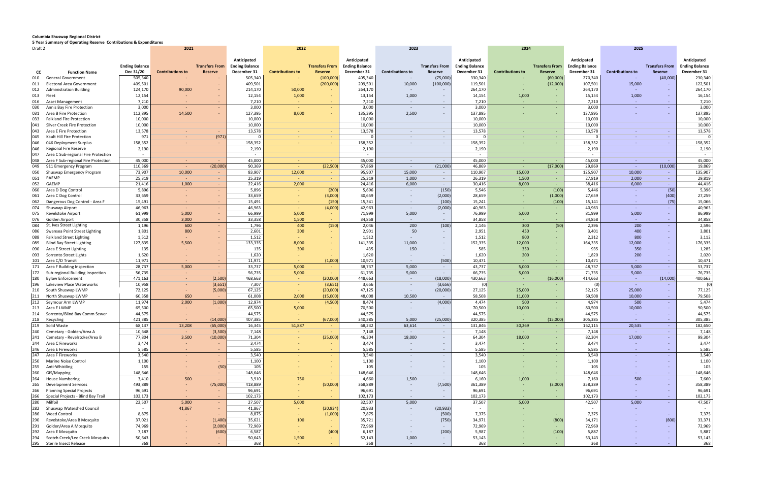**Columbia Shuswap Regional District**
**5 Year Summary of Operating Reserve Contributions & Expenditures**
Draft 2

| CC | Function Name | Ending Balance Dec 31/20 | 2021 Contributions to | 2021 Transfers From Reserve | 2021 Anticipated Ending Balance December 31 | 2022 Contributions to | 2022 Transfers From Reserve | 2022 Anticipated Ending Balance December 31 | 2023 Contributions to | 2023 Transfers From Reserve | 2023 Anticipated Ending Balance December 31 | 2024 Contributions to | 2024 Transfers From Reserve | 2024 Anticipated Ending Balance December 31 | 2025 Contributions to | 2025 Transfers From Reserve | 2025 Anticipated Ending Balance December 31 |
|---|---|---|---|---|---|---|---|---|---|---|---|---|---|---|---|---|---|
| 010 | General Government | 505,340 | - | - | 505,340 | - | (100,000) | 405,340 | - | (75,000) | 330,340 | - | (60,000) | 270,340 | - | (40,000) | 230,340 |
| 011 | Electoral Area Government | 409,501 | - | - | 409,501 | - | (200,000) | 209,501 | 10,000 | (100,000) | 119,501 | - | (12,000) | 107,501 | 15,000 | - | 122,501 |
| 012 | Administration Building | 124,170 | 90,000 | - | 214,170 | 50,000 | - | 264,170 | - | - | 264,170 | - | - | 264,170 | - | - | 264,170 |
| 013 | Fleet | 12,154 | - | - | 12,154 | 1,000 | - | 13,154 | 1,000 | - | 14,154 | 1,000 | - | 15,154 | 1,000 | - | 16,154 |
| 016 | Asset Management | 7,210 | - | - | 7,210 | - | - | 7,210 | - | - | 7,210 | - | - | 7,210 | - | - | 7,210 |
| 030 | Annis Bay Fire Protection | 3,000 | - | - | 3,000 | - | - | 3,000 | - | - | 3,000 | - | - | 3,000 | - | - | 3,000 |
| 031 | Area B Fire Protection | 112,895 | 14,500 | - | 127,395 | 8,000 | - | 135,395 | 2,500 | - | 137,895 | - | - | 137,895 | - | - | 137,895 |
| 033 | Falkland Fire Protection | 10,000 | | | 10,000 | | | 10,000 | | | 10,000 | | | 10,000 | | | 10,000 |
| 041 | Silver Creek Fire Protection | 10,000 | | | 10,000 | | | 10,000 | | | 10,000 | | | 10,000 | | | 10,000 |
| 043 | Area E Fire Protection | 13,578 | - | - | 13,578 | - | - | 13,578 | - | - | 13,578 | - | - | 13,578 | - | - | 13,578 |
| 045 | Kault Hill Fire Protection | 971 | - | (971) | 0 | - | - | 0 | - | - | 0 | - | - | 0 | - | - | 0 |
| 046 | 046 Deployment Surplus | 158,352 | - | - | 158,352 | - | - | 158,352 | - | - | 158,352 | - | - | 158,352 | - | - | 158,352 |
| 046 | Regional Fire Reserve | 2,190 | | | 2,190 | | | 2,190 | | | 2,190 | | | 2,190 | | | 2,190 |
| 047 | Area C Sub-regional Fire Protection | - | | | - | | | - | | | - | | | - | | | - |
| 048 | Area F Sub-regional Fire Protection | 45,000 | - | - | 45,000 | - | - | 45,000 | - | - | 45,000 | - | - | 45,000 | - | - | 45,000 |
| 049 | 911 Emergency Program | 110,369 | - | (20,000) | 90,369 | - | (22,500) | 67,869 | - | (21,000) | 46,869 | - | (17,000) | 29,869 | - | (10,000) | 19,869 |
| 050 | Shuswap Emergency Program | 73,907 | 10,000 | - | 83,907 | 12,000 | - | 95,907 | 15,000 | - | 110,907 | 15,000 | - | 125,907 | 10,000 | - | 135,907 |
| 051 | RAEMP | 25,319 | - | - | 25,319 | - | - | 25,319 | 1,000 | - | 26,319 | 1,500 | - | 27,819 | 2,000 | - | 29,819 |
| 052 | GAEMP | 21,416 | 1,000 | - | 22,416 | 2,000 | - | 24,416 | 6,000 | - | 30,416 | 8,000 | - | 38,416 | 6,000 | - | 44,416 |
| 060 | Area D Dog Control | 5,896 | - | - | 5,896 | - | (200) | 5,696 | - | (150) | 5,546 | - | (100) | 5,446 | - | (50) | 5,396 |
| 061 | Area C Dog Control | 33,659 | - | - | 33,659 | - | (3,000) | 30,659 | - | (2,000) | 28,659 | - | (1,000) | 27,659 | - | (400) | 27,259 |
| 062 | Dangerous Dog Control - Area F | 15,491 | - | - | 15,491 | - | (150) | 15,341 | - | (100) | 15,241 | - | (100) | 15,141 | - | (75) | 15,066 |
| 074 | Shuswap Airport | 46,963 | - | - | 46,963 | - | (4,000) | 42,963 | - | (2,000) | 40,963 | - | - | 40,963 | - | - | 40,963 |
| 075 | Revelstoke Airport | 61,999 | 5,000 | - | 66,999 | 5,000 | - | 71,999 | 5,000 | - | 76,999 | 5,000 | - | 81,999 | 5,000 | - | 86,999 |
| 076 | Golden Airport | 30,358 | 3,000 | - | 33,358 | 1,500 | - | 34,858 | - | - | 34,858 | - | - | 34,858 | - | - | 34,858 |
| 084 | St. Ives Street Lighting | 1,196 | 600 | - | 1,796 | 400 | (150) | 2,046 | 200 | (100) | 2,146 | 300 | (50) | 2,396 | 200 | - | 2,596 |
| 086 | Swansea Point Street Lighting | 1,801 | 800 | - | 2,601 | 300 | - | 2,901 | 50 | - | 2,951 | 450 | - | 3,401 | 400 | - | 3,801 |
| 088 | Falkland Street Lighting | 1,512 | - | - | 1,512 | - | - | 1,512 | - | - | 1,512 | 800 | - | 2,312 | 800 | - | 3,112 |
| 089 | Blind Bay Street Lighting | 127,835 | 5,500 | - | 133,335 | 8,000 | - | 141,335 | 11,000 | - | 152,335 | 12,000 | - | 164,335 | 12,000 | - | 176,335 |
| 090 | Area E Street Lighting | 135 | - | - | 135 | 300 | - | 435 | 150 | - | 585 | 350 | - | 935 | 350 | - | 1,285 |
| 093 | Sorrento Street Lights | 1,620 | - | - | 1,620 | - | - | 1,620 | - | - | 1,620 | 200 | - | 1,820 | 200 | - | 2,020 |
| 101 | Area C/D Transit | 11,971 | - | - | 11,971 | - | (1,000) | 10,971 | - | (500) | 10,471 | - | - | 10,471 | - | - | 10,471 |
| 171 | Area F Building Inspection | 28,737 | 5,000 | - | 33,737 | 5,000 | - | 38,737 | 5,000 | - | 43,737 | 5,000 | - | 48,737 | 5,000 | - | 53,737 |
| 172 | Sub-regional Building Inspection | 56,735 | - | - | 56,735 | 5,000 | - | 61,735 | 5,000 | - | 66,735 | 5,000 | - | 71,735 | 5,000 | - | 76,735 |
| 180 | Bylaw Enforcement | 471,163 | - | (2,500) | 468,663 | - | (20,000) | 448,663 | - | (18,000) | 430,663 | - | (16,000) | 414,663 | - | (14,000) | 400,663 |
| 196 | Lakeview Place Waterworks | 10,958 | - | (3,651) | 7,307 | - | (3,651) | 3,656 | - | (3,656) | (0) | - | - | (0) | - | - | (0) |
| 210 | South Shuswap LWMP | 72,125 | - | (5,000) | 67,125 | - | (20,000) | 47,125 | - | (20,000) | 27,125 | 25,000 | - | 52,125 | 25,000 | - | 77,125 |
| 211 | North Shuswap LWMP | 60,358 | 650 | - | 61,008 | 2,000 | (15,000) | 48,008 | 10,500 | - | 58,508 | 11,000 | - | 69,508 | 10,000 | - | 79,508 |
| 212 | Seymour Arm LWMP | 11,974 | 2,000 | (1,000) | 12,974 | - | (4,500) | 8,474 | - | (4,000) | 4,474 | 500 | - | 4,974 | 500 | - | 5,474 |
| 213 | Area E LWMP | 65,500 | - | - | 65,500 | 5,000 | - | 70,500 | - | - | 70,500 | 10,000 | - | 80,500 | 10,000 | - | 90,500 |
| 214 | Sorrento/Blind Bay Comm Sewer | 44,575 | - | - | 44,575 | - | - | 44,575 | - | - | 44,575 | - | - | 44,575 | - | - | 44,575 |
| 218 | Recycling | 421,385 | - | (14,000) | 407,385 | - | (67,000) | 340,385 | 5,000 | (25,000) | 320,385 | - | (15,000) | 305,385 | - | - | 305,385 |
| 219 | Solid Waste | 68,137 | 13,208 | (65,000) | 16,345 | 51,887 | - | 68,232 | 63,614 | - | 131,846 | 30,269 | - | 162,115 | 20,535 | - | 182,650 |
| 240 | Cemetary - Golden/Area A | 10,648 | - | (3,500) | 7,148 | - | - | 7,148 | - | - | 7,148 | - | - | 7,148 | - | - | 7,148 |
| 241 | Cemetary - Revelstoke/Area B | 77,804 | 3,500 | (10,000) | 71,304 | - | (25,000) | 46,304 | 18,000 | - | 64,304 | 18,000 | - | 82,304 | 17,000 | - | 99,304 |
| 244 | Area C Fireworks | 3,474 | - | - | 3,474 | - | - | 3,474 | - | - | 3,474 | - | - | 3,474 | - | - | 3,474 |
| 246 | Area E Fireworks | 5,585 | - | - | 5,585 | - | - | 5,585 | - | - | 5,585 | - | - | 5,585 | - | - | 5,585 |
| 247 | Area F Fireworks | 3,540 | - | - | 3,540 | - | - | 3,540 | - | - | 3,540 | - | - | 3,540 | - | - | 3,540 |
| 250 | Marine Noise Control | 1,100 | - | - | 1,100 | - | - | 1,100 | - | - | 1,100 | - | - | 1,100 | - | - | 1,100 |
| 255 | Anti-Whistling | 155 | - | (50) | 105 | - | - | 105 | - | - | 105 | - | - | 105 | - | - | 105 |
| 260 | GIS/Mapping | 148,646 | - | - | 148,646 | - | - | 148,646 | - | - | 148,646 | - | - | 148,646 | - | - | 148,646 |
| 264 | House Numbering | 3,410 | 500 | - | 3,910 | 750 | - | 4,660 | 1,500 | - | 6,160 | 1,000 | - | 7,160 | 500 | - | 7,660 |
| 265 | Development Services | 493,889 | - | (75,000) | 418,889 | - | (50,000) | 368,889 | - | (7,500) | 361,389 | - | (3,000) | 358,389 | - | - | 358,389 |
| 266 | Planning Special Projects | 96,691 | - | - | 96,691 | - | - | 96,691 | - | - | 96,691 | - | - | 96,691 | - | - | 96,691 |
| 266 | Special Projects - Blind Bay Trail | 102,173 | - | - | 102,173 | - | - | 102,173 | - | - | 102,173 | - | - | 102,173 | - | - | 102,173 |
| 280 | Milfoil | 22,507 | 5,000 | - | 27,507 | 5,000 | - | 32,507 | 5,000 | - | 37,507 | 5,000 | - | 42,507 | 5,000 | - | 47,507 |
| 282 | Shuswap Watershed Council | - | 41,867 | - | 41,867 | - | (20,934) | 20,933 | - | (20,933) | - | - | - | - | - | - | - |
| 286 | Weed Control | 8,875 | - | - | 8,875 | - | (1,000) | 7,875 | - | (500) | 7,375 | - | - | 7,375 | - | - | 7,375 |
| 290 | Revelstoke/Area B Mosquito | 37,021 | - | (1,400) | 35,621 | 100 | - | 35,721 | - | (750) | 34,971 | - | (800) | 34,171 | - | (800) | 33,371 |
| 291 | Golden/Area A Mosquito | 74,969 | - | (2,000) | 72,969 | - | - | 72,969 | - | - | 72,969 | - | - | 72,969 | - | - | 72,969 |
| 292 | Area E Mosquito | 7,187 | - | (600) | 6,587 | - | (400) | 6,187 | - | (200) | 5,987 | - | (100) | 5,887 | - | - | 5,887 |
| 294 | Scotch Creek/Lee Creek Mosquito | 50,643 | - | - | 50,643 | 1,500 | - | 52,143 | 1,000 | - | 53,143 | - | - | 53,143 | - | - | 53,143 |
| 295 | Sterile Insect Release | 368 | - | - | 368 | - | - | 368 | - | - | 368 | - | - | 368 | - | - | 368 |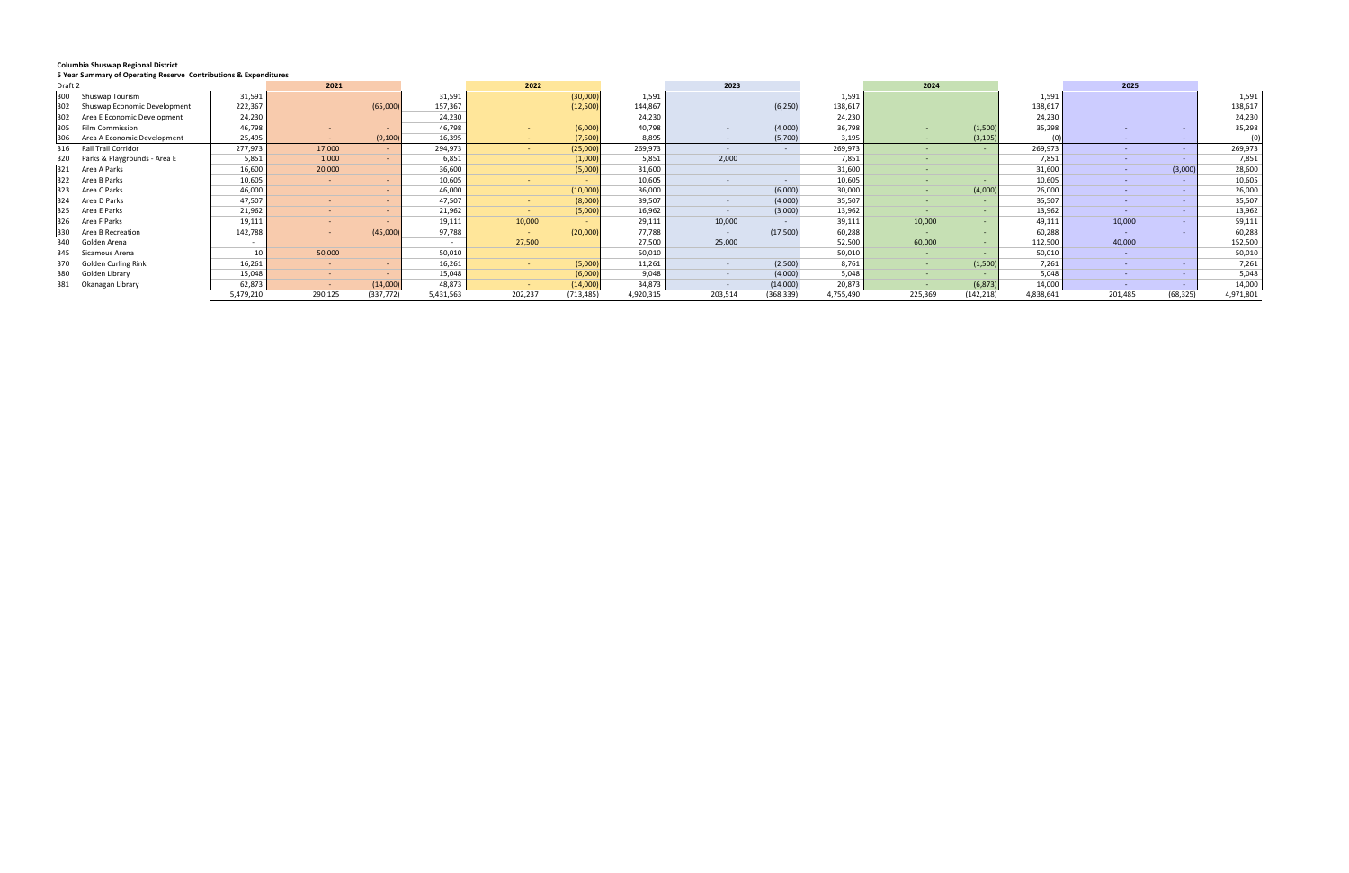**Columbia Shuswap Regional District**

**5 Year Summary of Operating Reserve Contributions & Expenditures**

Draft 2

| | | | 2021 | | | 2022 | | | 2023 | | | 2024 | | | 2025 | | |
|---|---|---|---|---|---|---|---|---|---|---|---|---|---|---|---|---|---|
| 300 | Shuswap Tourism | 31,591 | | | 31,591 | | (30,000) | 1,591 | | | 1,591 | | | 1,591 | | | 1,591 |
| 302 | Shuswap Economic Development | 222,367 | | (65,000) | 157,367 | | (12,500) | 144,867 | | (6,250) | 138,617 | | | 138,617 | | | 138,617 |
| 302 | Area E Economic Development | 24,230 | | | 24,230 | | | 24,230 | | | 24,230 | | | 24,230 | | | 24,230 |
| 305 | Film Commission | 46,798 | - | - | 46,798 | - | (6,000) | 40,798 | - | (4,000) | 36,798 | - | (1,500) | 35,298 | - | - | 35,298 |
| 306 | Area A Economic Development | 25,495 | - | (9,100) | 16,395 | - | (7,500) | 8,895 | - | (5,700) | 3,195 | - | (3,195) | (0) | - | - | (0) |
| 316 | Rail Trail Corridor | 277,973 | 17,000 | - | 294,973 | - | (25,000) | 269,973 | - | - | 269,973 | - | - | 269,973 | - | - | 269,973 |
| 320 | Parks & Playgrounds - Area E | 5,851 | 1,000 | - | 6,851 | | (1,000) | 5,851 | 2,000 | | 7,851 | - | | 7,851 | - | - | 7,851 |
| 321 | Area A Parks | 16,600 | 20,000 | | 36,600 | | (5,000) | 31,600 | | | 31,600 | - | | 31,600 | - | (3,000) | 28,600 |
| 322 | Area B Parks | 10,605 | - | - | 10,605 | - | - | 10,605 | - | - | 10,605 | - | - | 10,605 | - | - | 10,605 |
| 323 | Area C Parks | 46,000 | | - | 46,000 | | (10,000) | 36,000 | | (6,000) | 30,000 | - | (4,000) | 26,000 | - | - | 26,000 |
| 324 | Area D Parks | 47,507 | - | - | 47,507 | - | (8,000) | 39,507 | - | (4,000) | 35,507 | - | - | 35,507 | - | - | 35,507 |
| 325 | Area E Parks | 21,962 | - | - | 21,962 | - | (5,000) | 16,962 | - | (3,000) | 13,962 | - | - | 13,962 | - | - | 13,962 |
| 326 | Area F Parks | 19,111 | - | - | 19,111 | 10,000 | - | 29,111 | 10,000 | - | 39,111 | 10,000 | - | 49,111 | 10,000 | - | 59,111 |
| 330 | Area B Recreation | 142,788 | - | (45,000) | 97,788 | - | (20,000) | 77,788 | - | (17,500) | 60,288 | - | - | 60,288 | - | - | 60,288 |
| 340 | Golden Arena | - | | | - | 27,500 | | 27,500 | 25,000 | | 52,500 | 60,000 | - | 112,500 | 40,000 | | 152,500 |
| 345 | Sicamous Arena | 10 | 50,000 | | 50,010 | | | 50,010 | | | 50,010 | - | - | 50,010 | - | | 50,010 |
| 370 | Golden Curling Rink | 16,261 | - | - | 16,261 | - | (5,000) | 11,261 | - | (2,500) | 8,761 | - | (1,500) | 7,261 | - | - | 7,261 |
| 380 | Golden Library | 15,048 | - | - | 15,048 | | (6,000) | 9,048 | - | (4,000) | 5,048 | - | - | 5,048 | - | - | 5,048 |
| 381 | Okanagan Library | 62,873 | - | (14,000) | 48,873 | - | (14,000) | 34,873 | - | (14,000) | 20,873 | - | (6,873) | 14,000 | - | - | 14,000 |
| | | 5,479,210 | 290,125 | (337,772) | 5,431,563 | 202,237 | (713,485) | 4,920,315 | 203,514 | (368,339) | 4,755,490 | 225,369 | (142,218) | 4,838,641 | 201,485 | (68,325) | 4,971,801 |